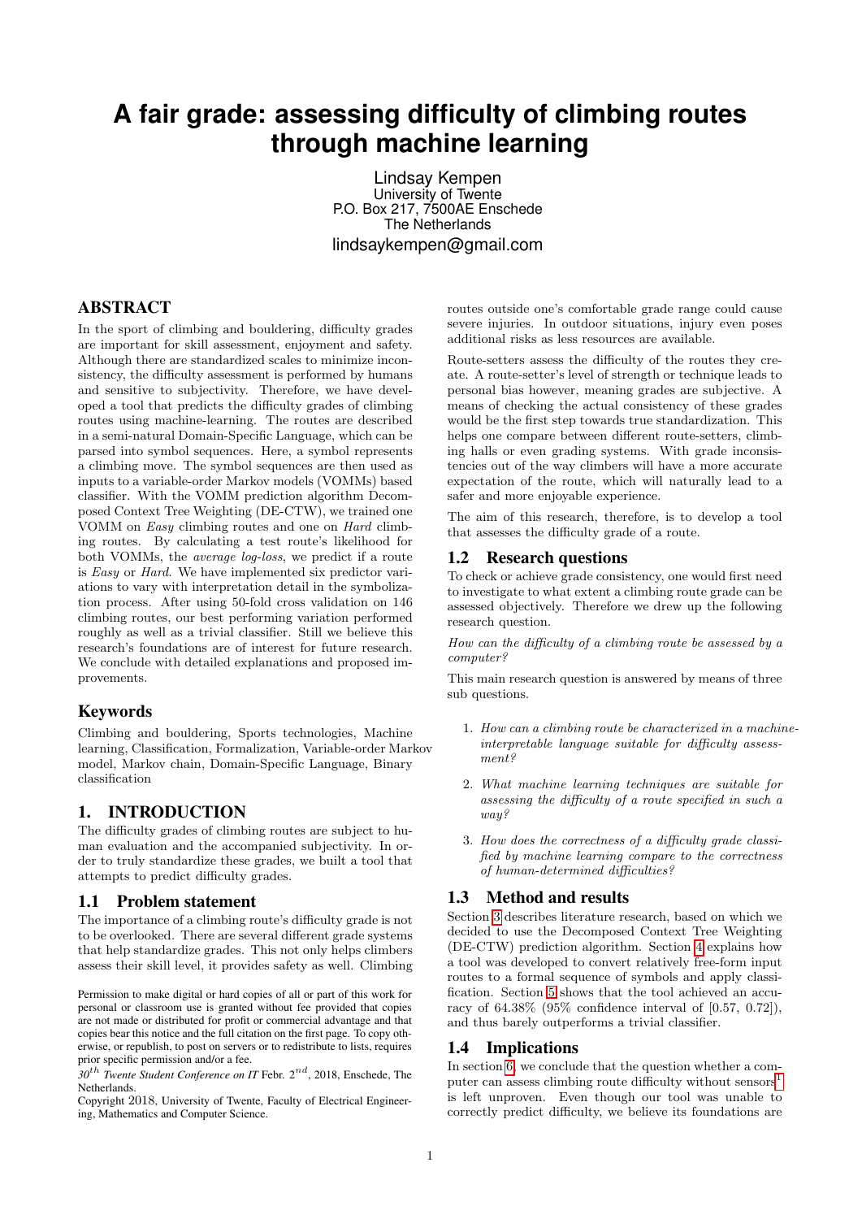# A fair grade: assessing difficulty of climbing routes through machine learning

Lindsay Kempen
University of Twente
P.O. Box 217, 7500AE Enschede
The Netherlands
lindsaykempen@gmail.com

## ABSTRACT

In the sport of climbing and bouldering, difficulty grades are important for skill assessment, enjoyment and safety. Although there are standardized scales to minimize inconsistency, the difficulty assessment is performed by humans and sensitive to subjectivity. Therefore, we have developed a tool that predicts the difficulty grades of climbing routes using machine-learning. The routes are described in a semi-natural Domain-Specific Language, which can be parsed into symbol sequences. Here, a symbol represents a climbing move. The symbol sequences are then used as inputs to a variable-order Markov models (VOMMs) based classifier. With the VOMM prediction algorithm Decomposed Context Tree Weighting (DE-CTW), we trained one VOMM on *Easy* climbing routes and one on *Hard* climbing routes. By calculating a test route's likelihood for both VOMMs, the *average log-loss*, we predict if a route is *Easy* or *Hard*. We have implemented six predictor variations to vary with interpretation detail in the symbolization process. After using 50-fold cross validation on 146 climbing routes, our best performing variation performed roughly as well as a trivial classifier. Still we believe this research's foundations are of interest for future research. We conclude with detailed explanations and proposed improvements.

### Keywords

Climbing and bouldering, Sports technologies, Machine learning, Classification, Formalization, Variable-order Markov model, Markov chain, Domain-Specific Language, Binary classification

## 1. INTRODUCTION

The difficulty grades of climbing routes are subject to human evaluation and the accompanied subjectivity. In order to truly standardize these grades, we built a tool that attempts to predict difficulty grades.

### 1.1 Problem statement

The importance of a climbing route's difficulty grade is not to be overlooked. There are several different grade systems that help standardize grades. This not only helps climbers assess their skill level, it provides safety as well. Climbing routes outside one's comfortable grade range could cause severe injuries. In outdoor situations, injury even poses additional risks as less resources are available.

Route-setters assess the difficulty of the routes they create. A route-setter's level of strength or technique leads to personal bias however, meaning grades are subjective. A means of checking the actual consistency of these grades would be the first step towards true standardization. This helps one compare between different route-setters, climbing halls or even grading systems. With grade inconsistencies out of the way climbers will have a more accurate expectation of the route, which will naturally lead to a safer and more enjoyable experience.

The aim of this research, therefore, is to develop a tool that assesses the difficulty grade of a route.

### 1.2 Research questions

To check or achieve grade consistency, one would first need to investigate to what extent a climbing route grade can be assessed objectively. Therefore we drew up the following research question.

*How can the difficulty of a climbing route be assessed by a computer?*

This main research question is answered by means of three sub questions.

1. *How can a climbing route be characterized in a machine-interpretable language suitable for difficulty assessment?*
2. *What machine learning techniques are suitable for assessing the difficulty of a route specified in such a way?*
3. *How does the correctness of a difficulty grade classified by machine learning compare to the correctness of human-determined difficulties?*

### 1.3 Method and results

Section 3 describes literature research, based on which we decided to use the Decomposed Context Tree Weighting (DE-CTW) prediction algorithm. Section 4 explains how a tool was developed to convert relatively free-form input routes to a formal sequence of symbols and apply classification. Section 5 shows that the tool achieved an accuracy of 64.38% (95% confidence interval of [0.57, 0.72]), and thus barely outperforms a trivial classifier.

### 1.4 Implications

In section 6, we conclude that the question whether a computer can assess climbing route difficulty without sensors[1] is left unproven. Even though our tool was unable to correctly predict difficulty, we believe its foundations are

Permission to make digital or hard copies of all or part of this work for personal or classroom use is granted without fee provided that copies are not made or distributed for profit or commercial advantage and that copies bear this notice and the full citation on the first page. To copy otherwise, or republish, to post on servers or to redistribute to lists, requires prior specific permission and/or a fee.
*30th Twente Student Conference on IT* Febr. 2nd, 2018, Enschede, The Netherlands.
Copyright 2018, University of Twente, Faculty of Electrical Engineering, Mathematics and Computer Science.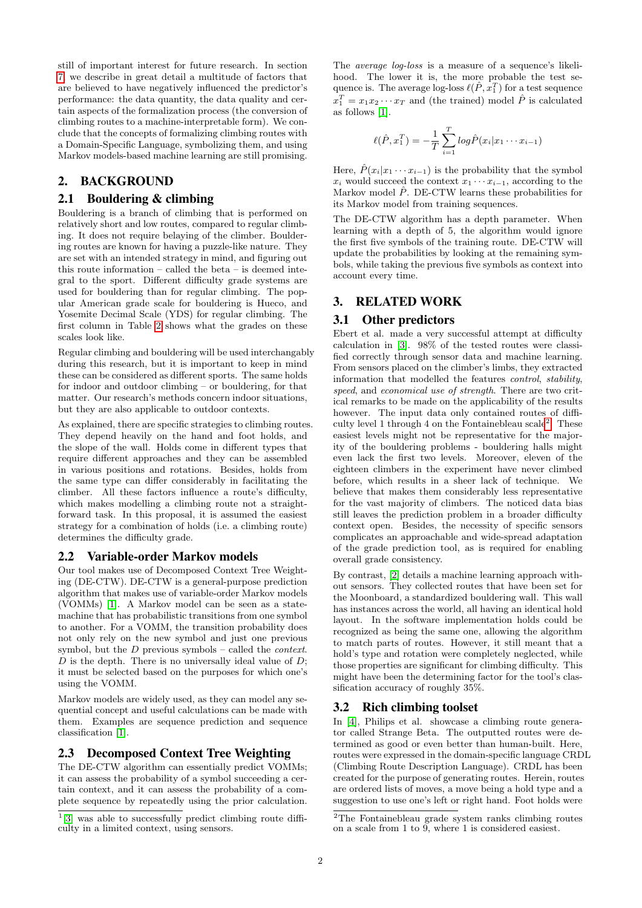still of important interest for future research. In section 7 we describe in great detail a multitude of factors that are believed to have negatively influenced the predictor's performance: the data quantity, the data quality and certain aspects of the formalization process (the conversion of climbing routes to a machine-interpretable form). We conclude that the concepts of formalizing climbing routes with a Domain-Specific Language, symbolizing them, and using Markov models-based machine learning are still promising.

## 2. BACKGROUND

### 2.1 Bouldering & climbing

Bouldering is a branch of climbing that is performed on relatively short and low routes, compared to regular climbing. It does not require belaying of the climber. Bouldering routes are known for having a puzzle-like nature. They are set with an intended strategy in mind, and figuring out this route information – called the beta – is deemed integral to the sport. Different difficulty grade systems are used for bouldering than for regular climbing. The popular American grade scale for bouldering is Hueco, and Yosemite Decimal Scale (YDS) for regular climbing. The first column in Table 2 shows what the grades on these scales look like.

Regular climbing and bouldering will be used interchangably during this research, but it is important to keep in mind these can be considered as different sports. The same holds for indoor and outdoor climbing – or bouldering, for that matter. Our research's methods concern indoor situations, but they are also applicable to outdoor contexts.

As explained, there are specific strategies to climbing routes. They depend heavily on the hand and foot holds, and the slope of the wall. Holds come in different types that require different approaches and they can be assembled in various positions and rotations. Besides, holds from the same type can differ considerably in facilitating the climber. All these factors influence a route's difficulty, which makes modelling a climbing route not a straightforward task. In this proposal, it is assumed the easiest strategy for a combination of holds (i.e. a climbing route) determines the difficulty grade.

### 2.2 Variable-order Markov models

Our tool makes use of Decomposed Context Tree Weighting (DE-CTW). DE-CTW is a general-purpose prediction algorithm that makes use of variable-order Markov models (VOMMs) [1]. A Markov model can be seen as a state-machine that has probabilistic transitions from one symbol to another. For a VOMM, the transition probability does not only rely on the new symbol and just one previous symbol, but the $D$ previous symbols – called the *context*. $D$ is the depth. There is no universally ideal value of $D$; it must be selected based on the purposes for which one's using the VOMM.

Markov models are widely used, as they can model any sequential concept and useful calculations can be made with them. Examples are sequence prediction and sequence classification [1].

### 2.3 Decomposed Context Tree Weighting

The DE-CTW algorithm can essentially predict VOMMs; it can assess the probability of a symbol succeeding a certain context, and it can assess the probability of a complete sequence by repeatedly using the prior calculation. The *average log-loss* is a measure of a sequence's likelihood. The lower it is, the more probable the test sequence is. The average log-loss $\ell(\hat{P}, x_1^T)$ for a test sequence $x_1^T = x_1 x_2 \cdots x_T$ and (the trained) model $\hat{P}$ is calculated as follows [1].

$$\ell(\hat{P}, x_1^T) = -\frac{1}{T} \sum_{i=1}^{T} log \hat{P}(x_i | x_1 \cdots x_{i-1})$$

Here, $\hat{P}(x_i | x_1 \cdots x_{i-1})$ is the probability that the symbol $x_i$ would succeed the context $x_1 \cdots x_{i-1}$, according to the Markov model $\hat{P}$. DE-CTW learns these probabilities for its Markov model from training sequences.

The DE-CTW algorithm has a depth parameter. When learning with a depth of 5, the algorithm would ignore the first five symbols of the training route. DE-CTW will update the probabilities by looking at the remaining symbols, while taking the previous five symbols as context into account every time.

## 3. RELATED WORK

### 3.1 Other predictors

Ebert et al. made a very successful attempt at difficulty calculation in [3]. 98% of the tested routes were classified correctly through sensor data and machine learning. From sensors placed on the climber's limbs, they extracted information that modelled the features *control*, *stability*, *speed*, and *economical use of strength*. There are two critical remarks to be made on the applicability of the results however. The input data only contained routes of difficulty level 1 through 4 on the Fontainebleau scale[2]. These easiest levels might not be representative for the majority of the bouldering problems - bouldering halls might even lack the first two levels. Moreover, eleven of the eighteen climbers in the experiment have never climbed before, which results in a sheer lack of technique. We believe that makes them considerably less representative for the vast majority of climbers. The noticed data bias still leaves the prediction problem in a broader difficulty context open. Besides, the necessity of specific sensors complicates an approachable and wide-spread adaptation of the grade prediction tool, as is required for enabling overall grade consistency.

By contrast, [2] details a machine learning approach without sensors. They collected routes that have been set for the Moonboard, a standardized bouldering wall. This wall has instances across the world, all having an identical hold layout. In the software implementation holds could be recognized as being the same one, allowing the algorithm to match parts of routes. However, it still meant that a hold's type and rotation were completely neglected, while those properties are significant for climbing difficulty. This might have been the determining factor for the tool's classification accuracy of roughly 35%.

### 3.2 Rich climbing toolset

In [4], Philips et al. showcase a climbing route generator called Strange Beta. The outputted routes were determined as good or even better than human-built. Here, routes were expressed in the domain-specific language CRDL (Climbing Route Description Language). CRDL has been created for the purpose of generating routes. Herein, routes are ordered lists of moves, a move being a hold type and a suggestion to use one's left or right hand. Foot holds were

[1] [3] was able to successfully predict climbing route difficulty in a limited context, using sensors.

[2] The Fontainebleau grade system ranks climbing routes on a scale from 1 to 9, where 1 is considered easiest.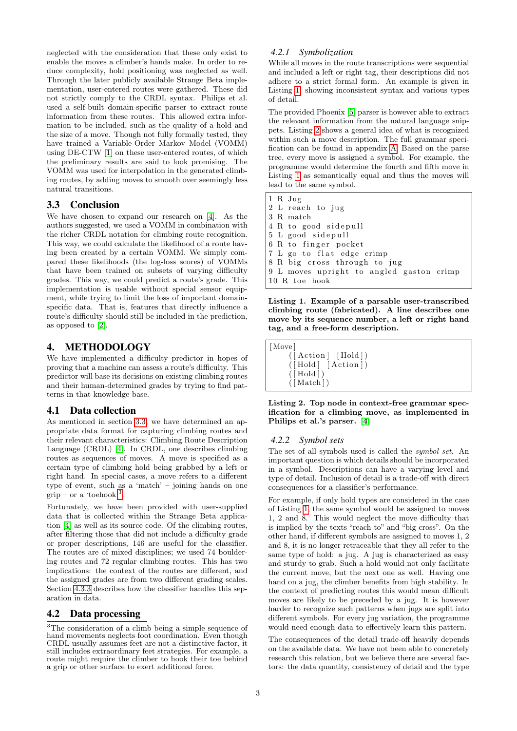neglected with the consideration that these only exist to enable the moves a climber's hands make. In order to reduce complexity, hold positioning was neglected as well. Through the later publicly available Strange Beta implementation, user-entered routes were gathered. These did not strictly comply to the CRDL syntax. Philips et al. used a self-built domain-specific parser to extract route information from these routes. This allowed extra information to be included, such as the quality of a hold and the size of a move. Though not fully formally tested, they have trained a Variable-Order Markov Model (VOMM) using DE-CTW [1] on these user-entered routes, of which the preliminary results are said to look promising. The VOMM was used for interpolation in the generated climbing routes, by adding moves to smooth over seemingly less natural transitions.

## 3.3 Conclusion

We have chosen to expand our research on [4]. As the authors suggested, we used a VOMM in combination with the richer CRDL notation for climbing route recognition. This way, we could calculate the likelihood of a route having been created by a certain VOMM. We simply compared these likelihoods (the log-loss scores) of VOMMs that have been trained on subsets of varying difficulty grades. This way, we could predict a route's grade. This implementation is usable without special sensor equipment, while trying to limit the loss of important domain-specific data. That is, features that directly influence a route's difficulty should still be included in the prediction, as opposed to [2].

# 4. METHODOLOGY

We have implemented a difficulty predictor in hopes of proving that a machine can assess a route's difficulty. This predictor will base its decisions on existing climbing routes and their human-determined grades by trying to find patterns in that knowledge base.

## 4.1 Data collection

As mentioned in section 3.3, we have determined an appropriate data format for capturing climbing routes and their relevant characteristics: Climbing Route Description Language (CRDL) [4]. In CRDL, one describes climbing routes as sequences of moves. A move is specified as a certain type of climbing hold being grabbed by a left or right hand. In special cases, a move refers to a different type of event, such as a 'match' – joining hands on one grip – or a 'toehook'[3].

Fortunately, we have been provided with user-supplied data that is collected within the Strange Beta application [4] as well as its source code. Of the climbing routes, after filtering those that did not include a difficulty grade or proper descriptions, 146 are useful for the classifier. The routes are of mixed disciplines; we used 74 bouldering routes and 72 regular climbing routes. This has two implications: the context of the routes are different, and the assigned grades are from two different grading scales. Section 4.3.3 describes how the classifier handles this separation in data.

## 4.2 Data processing

[3]The consideration of a climb being a simple sequence of hand movements neglects foot coordination. Even though CRDL usually assumes feet are not a distinctive factor, it still includes extraordinary feet strategies. For example, a route might require the climber to hook their toe behind a grip or other surface to exert additional force.

### 4.2.1 Symbolization

While all moves in the route transcriptions were sequential and included a left or right tag, their descriptions did not adhere to a strict formal form. An example is given in Listing 1, showing inconsistent syntax and various types of detail.

The provided Phoenix [5] parser is however able to extract the relevant information from the natural language snippets. Listing 2 shows a general idea of what is recognized within such a move description. The full grammar specification can be found in appendix A. Based on the parse tree, every move is assigned a symbol. For example, the programme would determine the fourth and fifth move in Listing 1 as semantically equal and thus the moves will lead to the same symbol.

```
1 R Jug
2 L reach to jug
3 R match
4 R to good sidepull
5 L good sidepull
6 R to finger pocket
7 L go to flat edge crimp
8 R big cross through to jug
9 L moves upright to angled gaston crimp
10 R toe hook
```

**Listing 1. Example of a parsable user-transcribed climbing route (fabricated). A line describes one move by its sequence number, a left or right hand tag, and a free-form description.**

```
[Move]
    ([Action] [Hold])
    ([Hold] [Action])
    ([Hold])
    ([Match])
```

**Listing 2. Top node in context-free grammar specification for a climbing move, as implemented in Philips et al.'s parser. [4]**

### 4.2.2 Symbol sets

The set of all symbols used is called the *symbol set*. An important question is which details should be incorporated in a symbol. Descriptions can have a varying level and type of detail. Inclusion of detail is a trade-off with direct consequences for a classifier's performance.

For example, if only hold types are considered in the case of Listing 1, the same symbol would be assigned to moves 1, 2 and 8. This would neglect the move difficulty that is implied by the texts "reach to" and "big cross". On the other hand, if different symbols are assigned to moves 1, 2 and 8, it is no longer retraceable that they all refer to the same type of hold: a jug. A jug is characterized as easy and sturdy to grab. Such a hold would not only facilitate the current move, but the next one as well. Having one hand on a jug, the climber benefits from high stability. In the context of predicting routes this would mean difficult moves are likely to be preceded by a jug. It is however harder to recognize such patterns when jugs are split into different symbols. For every jug variation, the programme would need enough data to effectively learn this pattern.

The consequences of the detail trade-off heavily depends on the available data. We have not been able to concretely research this relation, but we believe there are several factors: the data quantity, consistency of detail and the type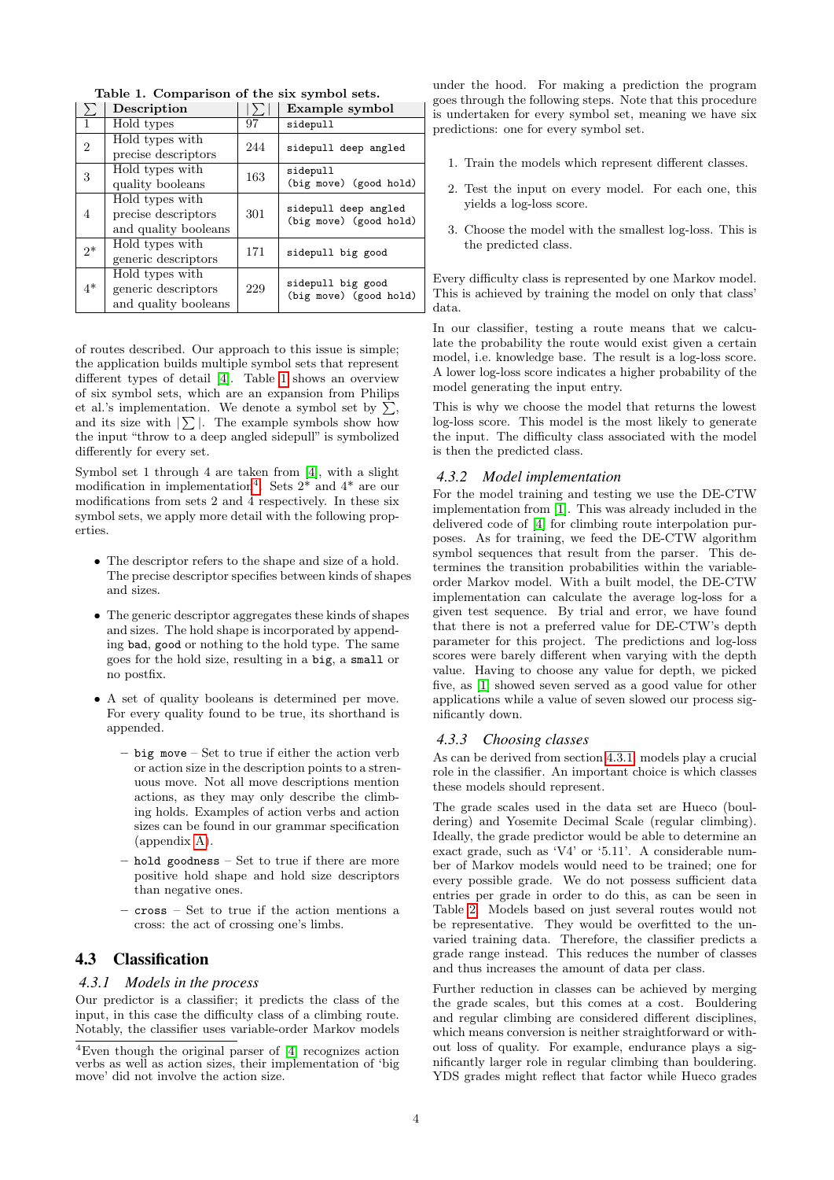**Table 1. Comparison of the six symbol sets.**

| $\sum$ | Description | $\lvert\sum\rvert$ | Example symbol |
|---|---|---|---|
| 1 | Hold types | 97 | `sidepull` |
| 2 | Hold types with precise descriptors | 244 | `sidepull deep angled` |
| 3 | Hold types with quality booleans | 163 | `sidepull (big move) (good hold)` |
| 4 | Hold types with precise descriptors and quality booleans | 301 | `sidepull deep angled (big move) (good hold)` |
| 2* | Hold types with generic descriptors | 171 | `sidepull big good` |
| 4* | Hold types with generic descriptors and quality booleans | 229 | `sidepull big good (big move) (good hold)` |

of routes described. Our approach to this issue is simple; the application builds multiple symbol sets that represent different types of detail [4]. Table 1 shows an overview of six symbol sets, which are an expansion from Philips et al.'s implementation. We denote a symbol set by $\sum$, and its size with $|\sum|$. The example symbols show how the input "throw to a deep angled sidepull" is symbolized differently for every set.

Symbol set 1 through 4 are taken from [4], with a slight modification in implementation[4]. Sets 2* and 4* are our modifications from sets 2 and 4 respectively. In these six symbol sets, we apply more detail with the following properties.

- The descriptor refers to the shape and size of a hold. The precise descriptor specifies between kinds of shapes and sizes.
- The generic descriptor aggregates these kinds of shapes and sizes. The hold shape is incorporated by appending `bad`, `good` or nothing to the hold type. The same goes for the hold size, resulting in a `big`, a `small` or no postfix.
- A set of quality booleans is determined per move. For every quality found to be true, its shorthand is appended.
  - `big move` – Set to true if either the action verb or action size in the description points to a strenuous move. Not all move descriptions mention actions, as they may only describe the climbing holds. Examples of action verbs and action sizes can be found in our grammar specification (appendix A).
  - `hold goodness` – Set to true if there are more positive hold shape and hold size descriptors than negative ones.
  - `cross` – Set to true if the action mentions a cross: the act of crossing one's limbs.

## 4.3 Classification

### 4.3.1 Models in the process

Our predictor is a classifier; it predicts the class of the input, in this case the difficulty class of a climbing route. Notably, the classifier uses variable-order Markov models under the hood. For making a prediction the program goes through the following steps. Note that this procedure is undertaken for every symbol set, meaning we have six predictions: one for every symbol set.

1. Train the models which represent different classes.
2. Test the input on every model. For each one, this yields a log-loss score.
3. Choose the model with the smallest log-loss. This is the predicted class.

Every difficulty class is represented by one Markov model. This is achieved by training the model on only that class' data.

In our classifier, testing a route means that we calculate the probability the route would exist given a certain model, i.e. knowledge base. The result is a log-loss score. A lower log-loss score indicates a higher probability of the model generating the input entry.

This is why we choose the model that returns the lowest log-loss score. This model is the most likely to generate the input. The difficulty class associated with the model is then the predicted class.

### 4.3.2 Model implementation

For the model training and testing we use the DE-CTW implementation from [1]. This was already included in the delivered code of [4] for climbing route interpolation purposes. As for training, we feed the DE-CTW algorithm symbol sequences that result from the parser. This determines the transition probabilities within the variable-order Markov model. With a built model, the DE-CTW implementation can calculate the average log-loss for a given test sequence. By trial and error, we have found that there is not a preferred value for DE-CTW's depth parameter for this project. The predictions and log-loss scores were barely different when varying with the depth value. Having to choose any value for depth, we picked five, as [1] showed seven served as a good value for other applications while a value of seven slowed our process significantly down.

### 4.3.3 Choosing classes

As can be derived from section 4.3.1, models play a crucial role in the classifier. An important choice is which classes these models should represent.

The grade scales used in the data set are Hueco (bouldering) and Yosemite Decimal Scale (regular climbing). Ideally, the grade predictor would be able to determine an exact grade, such as 'V4' or '5.11'. A considerable number of Markov models would need to be trained; one for every possible grade. We do not possess sufficient data entries per grade in order to do this, as can be seen in Table 2. Models based on just several routes would not be representative. They would be overfitted to the unvaried training data. Therefore, the classifier predicts a grade range instead. This reduces the number of classes and thus increases the amount of data per class.

Further reduction in classes can be achieved by merging the grade scales, but this comes at a cost. Bouldering and regular climbing are considered different disciplines, which means conversion is neither straightforward or without loss of quality. For example, endurance plays a significantly larger role in regular climbing than bouldering. YDS grades might reflect that factor while Hueco grades

---

[4] Even though the original parser of [4] recognizes action verbs as well as action sizes, their implementation of 'big move' did not involve the action size.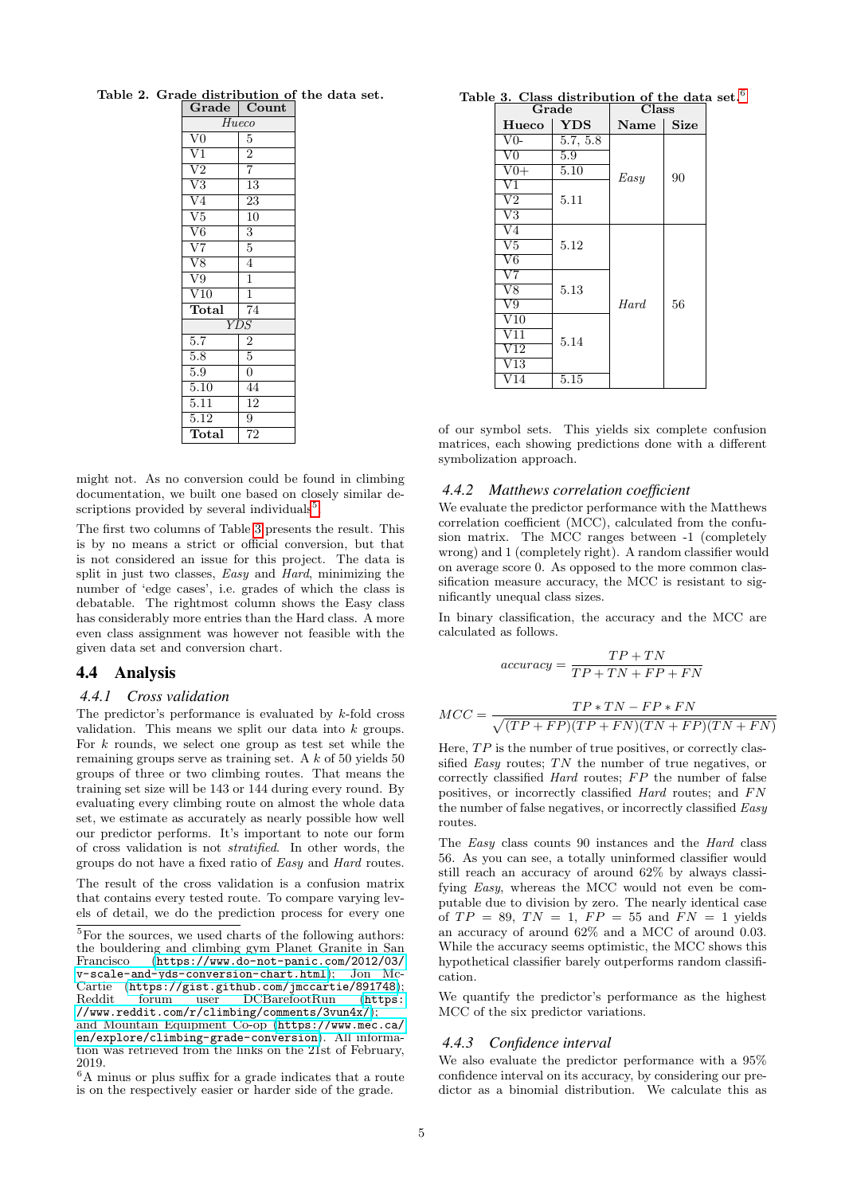Table 2. Grade distribution of the data set.

| Grade | Count |
|---|---|
| *Hueco* | |
| V0 | 5 |
| V1 | 2 |
| V2 | 7 |
| V3 | 13 |
| V4 | 23 |
| V5 | 10 |
| V6 | 3 |
| V7 | 5 |
| V8 | 4 |
| V9 | 1 |
| V10 | 1 |
| **Total** | 74 |
| *YDS* | |
| 5.7 | 2 |
| 5.8 | 5 |
| 5.9 | 0 |
| 5.10 | 44 |
| 5.11 | 12 |
| 5.12 | 9 |
| **Total** | 72 |

might not. As no conversion could be found in climbing documentation, we built one based on closely similar descriptions provided by several individuals[5].

The first two columns of Table 3 presents the result. This is by no means a strict or official conversion, but that is not considered an issue for this project. The data is split in just two classes, *Easy* and *Hard*, minimizing the number of 'edge cases', i.e. grades of which the class is debatable. The rightmost column shows the Easy class has considerably more entries than the Hard class. A more even class assignment was however not feasible with the given data set and conversion chart.

## 4.4 Analysis

### 4.4.1 Cross validation

The predictor's performance is evaluated by $k$-fold cross validation. This means we split our data into $k$ groups. For $k$ rounds, we select one group as test set while the remaining groups serve as training set. A $k$ of 50 yields 50 groups of three or two climbing routes. That means the training set size will be 143 or 144 during every round. By evaluating every climbing route on almost the whole data set, we estimate as accurately as nearly possible how well our predictor performs. It's important to note our form of cross validation is not *stratified*. In other words, the groups do not have a fixed ratio of *Easy* and *Hard* routes.

The result of the cross validation is a confusion matrix that contains every tested route. To compare varying levels of detail, we do the prediction process for every one

Table 3. Class distribution of the data set.[6]

| Grade | | Class | |
|---|---|---|---|
| **Hueco** | **YDS** | **Name** | **Size** |
| V0- | 5.7, 5.8 | *Easy* | 90 |
| V0 | 5.9 | | |
| V0+ | 5.10 | | |
| V1 | 5.11 | | |
| V2 | | | |
| V3 | | | |
| V4 | 5.12 | *Hard* | 56 |
| V5 | | | |
| V6 | | | |
| V7 | 5.13 | | |
| V8 | | | |
| V9 | | | |
| V10 | 5.14 | | |
| V11 | | | |
| V12 | | | |
| V13 | | | |
| V14 | 5.15 | | |

of our symbol sets. This yields six complete confusion matrices, each showing predictions done with a different symbolization approach.

### 4.4.2 Matthews correlation coefficient

We evaluate the predictor performance with the Matthews correlation coefficient (MCC), calculated from the confusion matrix. The MCC ranges between -1 (completely wrong) and 1 (completely right). A random classifier would on average score 0. As opposed to the more common classification measure accuracy, the MCC is resistant to significantly unequal class sizes.

In binary classification, the accuracy and the MCC are calculated as follows.

$$accuracy = \frac{TP + TN}{TP + TN + FP + FN}$$

$$MCC = \frac{TP * TN - FP * FN}{\sqrt{(TP + FP)(TP + FN)(TN + FP)(TN + FN)}}$$

Here, $TP$ is the number of true positives, or correctly classified *Easy* routes; $TN$ the number of true negatives, or correctly classified *Hard* routes; $FP$ the number of false positives, or incorrectly classified *Hard* routes; and $FN$ the number of false negatives, or incorrectly classified *Easy* routes.

The *Easy* class counts 90 instances and the *Hard* class 56. As you can see, a totally unformed classifier would still reach an accuracy of around 62% by always classifying *Easy*, whereas the MCC would not even be computable due to division by zero. The nearly identical case of $TP = 89$, $TN = 1$, $FP = 55$ and $FN = 1$ yields an accuracy of around 62% and a MCC of around 0.03. While the accuracy seems optimistic, the MCC shows this hypothetical classifier barely outperforms random classification.

We quantify the predictor's performance as the highest MCC of the six predictor variations.

### 4.4.3 Confidence interval

We also evaluate the predictor performance with a 95% confidence interval on its accuracy, by considering our predictor as a binomial distribution. We calculate this as

[5] For the sources, we used charts of the following authors: the bouldering and climbing gym Planet Granite in San Francisco (https://www.do-not-panic.com/2012/03/v-scale-and-yds-conversion-chart.html); Jon McCartie (https://gist.github.com/jmccartie/891748); Reddit forum user DCBarefootRun (https://www.reddit.com/r/climbing/comments/3vun4x/); and Mountain Equipment Co-op (https://www.mec.ca/en/explore/climbing-grade-conversion). All information was retrieved from the links on the 21st of February, 2019.

[6] A minus or plus suffix for a grade indicates that a route is on the respectively easier or harder side of the grade.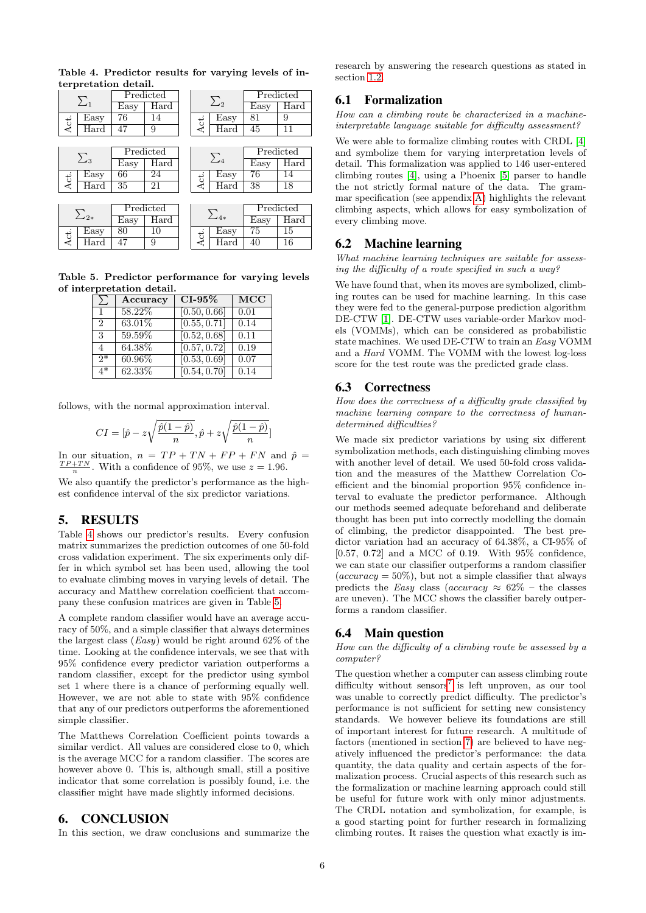**Table 4. Predictor results for varying levels of interpretation detail.**

| $\sum_1$ | | Predicted Easy | Predicted Hard |
|---|---|---|---|
| Act. | Easy | 76 | 14 |
| | Hard | 47 | 9 |

| $\sum_2$ | | Predicted Easy | Predicted Hard |
|---|---|---|---|
| Act. | Easy | 81 | 9 |
| | Hard | 45 | 11 |

| $\sum_3$ | | Predicted Easy | Predicted Hard |
|---|---|---|---|
| Act. | Easy | 66 | 24 |
| | Hard | 35 | 21 |

| $\sum_4$ | | Predicted Easy | Predicted Hard |
|---|---|---|---|
| Act. | Easy | 76 | 14 |
| | Hard | 38 | 18 |

| $\sum_{2*}$ | | Predicted Easy | Predicted Hard |
|---|---|---|---|
| Act. | Easy | 80 | 10 |
| | Hard | 47 | 9 |

| $\sum_{4*}$ | | Predicted Easy | Predicted Hard |
|---|---|---|---|
| Act. | Easy | 75 | 15 |
| | Hard | 40 | 16 |

**Table 5. Predictor performance for varying levels of interpretation detail.**

| $\sum$ | Accuracy | CI-95% | MCC |
|---|---|---|---|
| 1 | 58.22% | [0.50, 0.66] | 0.01 |
| 2 | 63.01% | [0.55, 0.71] | 0.14 |
| 3 | 59.59% | [0.52, 0.68] | 0.11 |
| 4 | 64.38% | [0.57, 0.72] | 0.19 |
| 2* | 60.96% | [0.53, 0.69] | 0.07 |
| 4* | 62.33% | [0.54, 0.70] | 0.14 |

follows, with the normal approximation interval.

$$CI = [\hat{p} - z\sqrt{\frac{\hat{p}(1-\hat{p})}{n}}, \hat{p} + z\sqrt{\frac{\hat{p}(1-\hat{p})}{n}}]$$

In our situation, $n = TP + TN + FP + FN$ and $\hat{p} = \frac{TP+TN}{n}$. With a confidence of 95%, we use $z = 1.96$.

We also quantify the predictor's performance as the highest confidence interval of the six predictor variations.

# 5. RESULTS

Table 4 shows our predictor's results. Every confusion matrix summarizes the prediction outcomes of one 50-fold cross validation experiment. The six experiments only differ in which symbol set has been used, allowing the tool to evaluate climbing moves in varying levels of detail. The accuracy and Matthew correlation coefficient that accompany these confusion matrices are given in Table 5.

A complete random classifier would have an average accuracy of 50%, and a simple classifier that always determines the largest class (*Easy*) would be right around 62% of the time. Looking at the confidence intervals, we see that with 95% confidence every predictor variation outperforms a random classifier, except for the predictor using symbol set 1 where there is a chance of performing equally well. However, we are not able to state with 95% confidence that any of our predictors outperforms the aforementioned simple classifier.

The Matthews Correlation Coefficient points towards a similar verdict. All values are considered close to 0, which is the average MCC for a random classifier. The scores are however above 0. This is, although small, still a positive indicator that some correlation is possibly found, i.e. the classifier might have made slightly informed decisions.

# 6. CONCLUSION

In this section, we draw conclusions and summarize the research by answering the research questions as stated in section 1.2.

## 6.1 Formalization

*How can a climbing route be characterized in a machine-interpretable language suitable for difficulty assessment?*

We were able to formalize climbing routes with CRDL [4] and symbolize them for varying interpretation levels of detail. This formalization was applied to 146 user-entered climbing routes [4], using a Phoenix [5] parser to handle the not strictly formal nature of the data. The grammar specification (see appendix A) highlights the relevant climbing aspects, which allows for easy symbolization of every climbing move.

## 6.2 Machine learning

*What machine learning techniques are suitable for assessing the difficulty of a route specified in such a way?*

We have found that, when its moves are symbolized, climbing routes can be used for machine learning. In this case they were fed to the general-purpose prediction algorithm DE-CTW [1]. DE-CTW uses variable-order Markov models (VOMMs), which can be considered as probabilistic state machines. We used DE-CTW to train an *Easy* VOMM and a *Hard* VOMM. The VOMM with the lowest log-loss score for the test route was the predicted grade class.

## 6.3 Correctness

*How does the correctness of a difficulty grade classified by machine learning compare to the correctness of human-determined difficulties?*

We made six predictor variations by using six different symbolization methods, each distinguishing climbing moves with another level of detail. We used 50-fold cross validation and the measures of the Matthew Correlation Coefficient and the binomial proportion 95% confidence interval to evaluate the predictor performance. Although our methods seemed adequate beforehand and deliberate thought has been put into correctly modelling the domain of climbing, the predictor disappointed. The best predictor variation had an accuracy of 64.38%, a CI-95% of [0.57, 0.72] and a MCC of 0.19. With 95% confidence, we can state our classifier outperforms a random classifier ($accuracy = 50\%$), but not a simple classifier that always predicts the *Easy* class ($accuracy \approx 62\%$ – the classes are uneven). The MCC shows the classifier barely outperforms a random classifier.

## 6.4 Main question

*How can the difficulty of a climbing route be assessed by a computer?*

The question whether a computer can assess climbing route difficulty without sensors[7] is left unproven, as our tool was unable to correctly predict difficulty. The predictor's performance is not sufficient for setting new consistency standards. We however believe its foundations are still of important interest for future research. A multitude of factors (mentioned in section 7) are believed to have negatively influenced the predictor's performance: the data quantity, the data quality and certain aspects of the formalization process. Crucial aspects of this research such as the formalization or machine learning approach could still be useful for future work with only minor adjustments. The CRDL notation and symbolization, for example, is a good starting point for further research in formalizing climbing routes. It raises the question what exactly is im-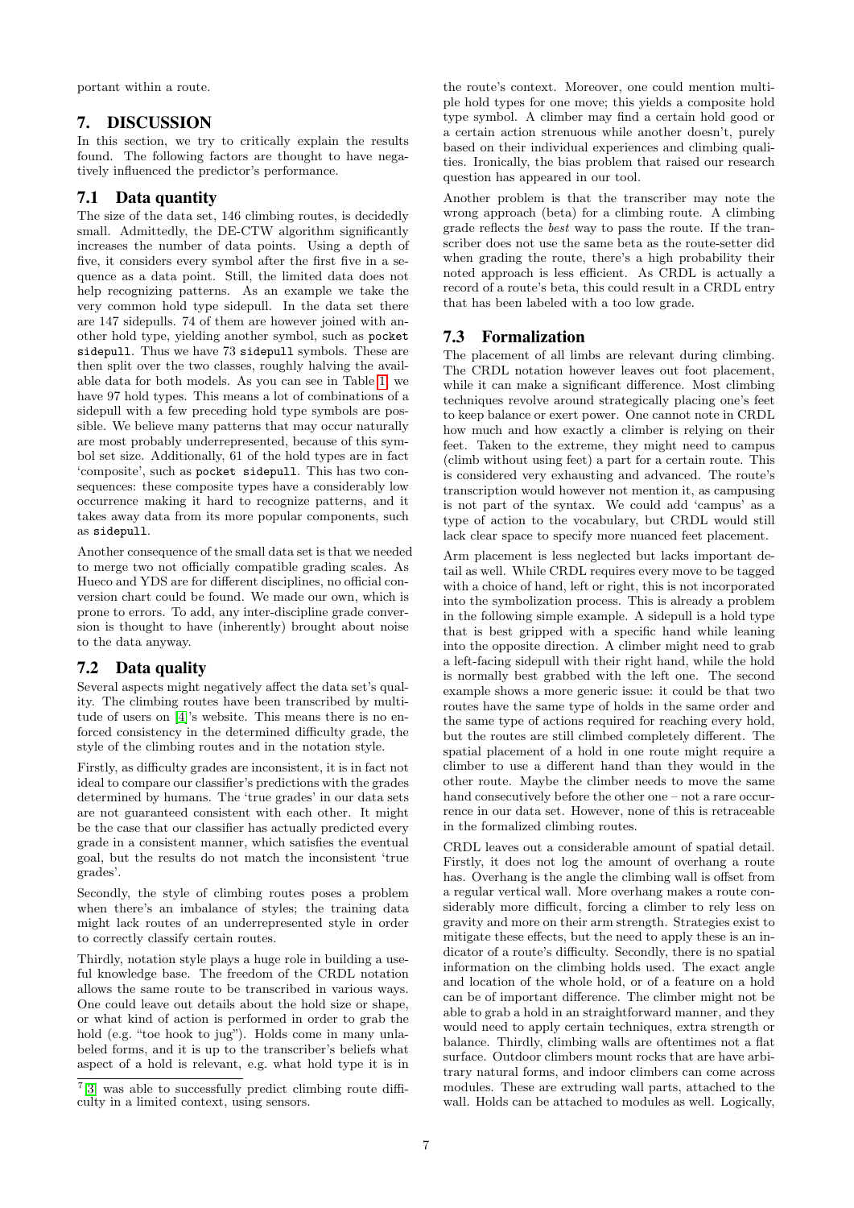portant within a route.

# 7. DISCUSSION

In this section, we try to critically explain the results found. The following factors are thought to have negatively influenced the predictor's performance.

## 7.1 Data quantity

The size of the data set, 146 climbing routes, is decidedly small. Admittedly, the DE-CTW algorithm significantly increases the number of data points. Using a depth of five, it considers every symbol after the first five in a sequence as a data point. Still, the limited data does not help recognizing patterns. As an example we take the very common hold type sidepull. In the data set there are 147 sidepulls. 74 of them are however joined with another hold type, yielding another symbol, such as `pocket sidepull`. Thus we have 73 `sidepull` symbols. These are then split over the two classes, roughly halving the available data for both models. As you can see in Table 1, we have 97 hold types. This means a lot of combinations of a sidepull with a few preceding hold type symbols are possible. We believe many patterns that may occur naturally are most probably underrepresented, because of this symbol set size. Additionally, 61 of the hold types are in fact 'composite', such as `pocket sidepull`. This has two consequences: these composite types have a considerably low occurrence making it hard to recognize patterns, and it takes away data from its more popular components, such as `sidepull`.

Another consequence of the small data set is that we needed to merge two not officially compatible grading scales. As Hueco and YDS are for different disciplines, no official conversion chart could be found. We made our own, which is prone to errors. To add, any inter-discipline grade conversion is thought to have (inherently) brought about noise to the data anyway.

## 7.2 Data quality

Several aspects might negatively affect the data set's quality. The climbing routes have been transcribed by multitude of users on [4]'s website. This means there is no enforced consistency in the determined difficulty grade, the style of the climbing routes and in the notation style.

Firstly, as difficulty grades are inconsistent, it is in fact not ideal to compare our classifier's predictions with the grades determined by humans. The 'true grades' in our data sets are not guaranteed consistent with each other. It might be the case that our classifier has actually predicted every grade in a consistent manner, which satisfies the eventual goal, but the results do not match the inconsistent 'true grades'.

Secondly, the style of climbing routes poses a problem when there's an imbalance of styles; the training data might lack routes of an underrepresented style in order to correctly classify certain routes.

Thirdly, notation style plays a huge role in building a useful knowledge base. The freedom of the CRDL notation allows the same route to be transcribed in various ways. One could leave out details about the hold size or shape, or what kind of action is performed in order to grab the hold (e.g. "toe hook to jug"). Holds come in many unlabeled forms, and it is up to the transcriber's beliefs what aspect of a hold is relevant, e.g. what hold type it is in the route's context. Moreover, one could mention multiple hold types for one move; this yields a composite hold type symbol. A climber may find a certain hold good or a certain action strenuous while another doesn't, purely based on their individual experiences and climbing qualities. Ironically, the bias problem that raised our research question has appeared in our tool.

Another problem is that the transcriber may note the wrong approach (beta) for a climbing route. A climbing grade reflects the *best* way to pass the route. If the transcriber does not use the same beta as the route-setter did when grading the route, there's a high probability their noted approach is less efficient. As CRDL is actually a record of a route's beta, this could result in a CRDL entry that has been labeled with a too low grade.

## 7.3 Formalization

The placement of all limbs are relevant during climbing. The CRDL notation however leaves out foot placement, while it can make a significant difference. Most climbing techniques revolve around strategically placing one's feet to keep balance or exert power. One cannot note in CRDL how much and how exactly a climber is relying on their feet. Taken to the extreme, they might need to campus (climb without using feet) a part for a certain route. This is considered very exhausting and advanced. The route's transcription would however not mention it, as campusing is not part of the syntax. We could add 'campus' as a type of action to the vocabulary, but CRDL would still lack clear space to specify more nuanced feet placement.

Arm placement is less neglected but lacks important detail as well. While CRDL requires every move to be tagged with a choice of hand, left or right, this is not incorporated into the symbolization process. This is already a problem in the following simple example. A sidepull is a hold type that is best gripped with a specific hand while leaning into the opposite direction. A climber might need to grab a left-facing sidepull with their right hand, while the hold is normally best grabbed with the left one. The second example shows a more generic issue: it could be that two routes have the same type of holds in the same order and the same type of actions required for reaching every hold, but the routes are still climbed completely different. The spatial placement of a hold in one route might require a climber to use a different hand than they would in the other route. Maybe the climber needs to move the same hand consecutively before the other one – not a rare occurrence in our data set. However, none of this is retraceable in the formalized climbing routes.

CRDL leaves out a considerable amount of spatial detail. Firstly, it does not log the amount of overhang a route has. Overhang is the angle the climbing wall is offset from a regular vertical wall. More overhang makes a route considerably more difficult, forcing a climber to rely less on gravity and more on their arm strength. Strategies exist to mitigate these effects, but the need to apply these is an indicator of a route's difficulty. Secondly, there is no spatial information on the climbing holds used. The exact angle and location of the whole hold, or of a feature on a hold can be of important difference. The climber might not be able to grab a hold in an straightforward manner, and they would need to apply certain techniques, extra strength or balance. Thirdly, climbing walls are oftentimes not a flat surface. Outdoor climbers mount rocks that are have arbitrary natural forms, and indoor climbers can come across modules. These are extruding wall parts, attached to the wall. Holds can be attached to modules as well. Logically,

[7] [3] was able to successfully predict climbing route difficulty in a limited context, using sensors.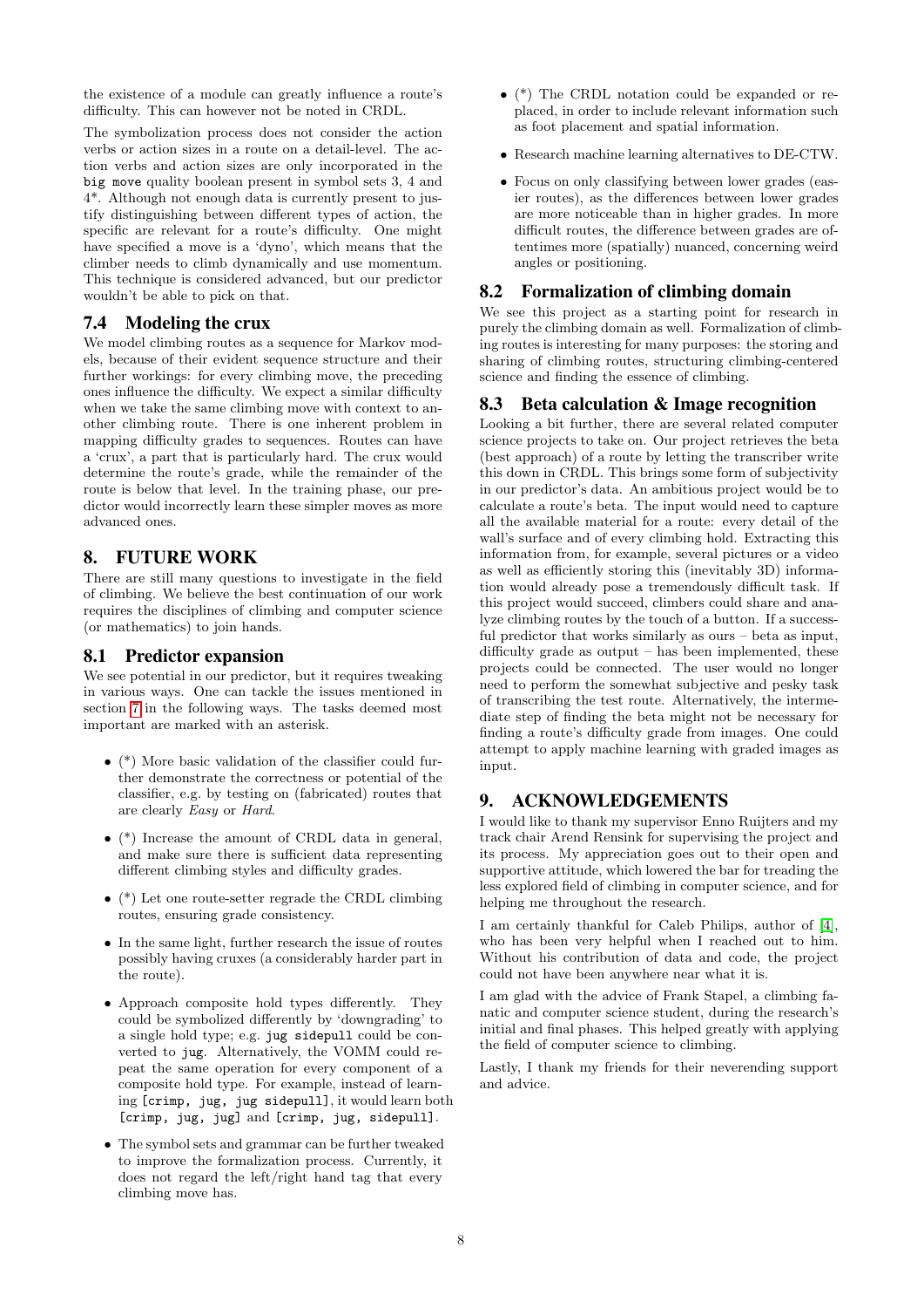the existence of a module can greatly influence a route's difficulty. This can however not be noted in CRDL.

The symbolization process does not consider the action verbs or action sizes in a route on a detail-level. The action verbs and action sizes are only incorporated in the `big move` quality boolean present in symbol sets 3, 4 and 4*. Although not enough data is currently present to justify distinguishing between different types of action, the specific are relevant for a route's difficulty. One might have specified a move is a 'dyno', which means that the climber needs to climb dynamically and use momentum. This technique is considered advanced, but our predictor wouldn't be able to pick on that.

## 7.4 Modeling the crux

We model climbing routes as a sequence for Markov models, because of their evident sequence structure and their further workings: for every climbing move, the preceding ones influence the difficulty. We expect a similar difficulty when we take the same climbing move with context to another climbing route. There is one inherent problem in mapping difficulty grades to sequences. Routes can have a 'crux', a part that is particularly hard. The crux would determine the route's grade, while the remainder of the route is below that level. In the training phase, our predictor would incorrectly learn these simpler moves as more advanced ones.

# 8. FUTURE WORK

There are still many questions to investigate in the field of climbing. We believe the best continuation of our work requires the disciplines of climbing and computer science (or mathematics) to join hands.

## 8.1 Predictor expansion

We see potential in our predictor, but it requires tweaking in various ways. One can tackle the issues mentioned in section 7 in the following ways. The tasks deemed most important are marked with an asterisk.

- (*) More basic validation of the classifier could further demonstrate the correctness or potential of the classifier, e.g. by testing on (fabricated) routes that are clearly *Easy* or *Hard*.
- (*) Increase the amount of CRDL data in general, and make sure there is sufficient data representing different climbing styles and difficulty grades.
- (*) Let one route-setter regrade the CRDL climbing routes, ensuring grade consistency.
- In the same light, further research the issue of routes possibly having cruxes (a considerably harder part in the route).
- Approach composite hold types differently. They could be symbolized differently by 'downgrading' to a single hold type; e.g. `jug sidepull` could be converted to `jug`. Alternatively, the VOMM could repeat the same operation for every component of a composite hold type. For example, instead of learning `[crimp, jug, jug sidepull]`, it would learn both `[crimp, jug, jug]` and `[crimp, jug, sidepull]`.
- The symbol sets and grammar can be further tweaked to improve the formalization process. Currently, it does not regard the left/right hand tag that every climbing move has.
- (*) The CRDL notation could be expanded or replaced, in order to include relevant information such as foot placement and spatial information.
- Research machine learning alternatives to DE-CTW.
- Focus on only classifying between lower grades (easier routes), as the differences between lower grades are more noticeable than in higher grades. In more difficult routes, the difference between grades are oftentimes more (spatially) nuanced, concerning weird angles or positioning.

## 8.2 Formalization of climbing domain

We see this project as a starting point for research in purely the climbing domain as well. Formalization of climbing routes is interesting for many purposes: the storing and sharing of climbing routes, structuring climbing-centered science and finding the essence of climbing.

## 8.3 Beta calculation & Image recognition

Looking a bit further, there are several related computer science projects to take on. Our project retrieves the beta (best approach) of a route by letting the transcriber write this down in CRDL. This brings some form of subjectivity in our predictor's data. An ambitious project would be to calculate a route's beta. The input would need to capture all the available material for a route: every detail of the wall's surface and of every climbing hold. Extracting this information from, for example, several pictures or a video as well as efficiently storing this (inevitably 3D) information would already pose a tremendously difficult task. If this project would succeed, climbers could share and analyze climbing routes by the touch of a button. If a successful predictor that works similarly as ours – beta as input, difficulty grade as output – has been implemented, these projects could be connected. The user would no longer need to perform the somewhat subjective and pesky task of transcribing the test route. Alternatively, the intermediate step of finding the beta might not be necessary for finding a route's difficulty grade from images. One could attempt to apply machine learning with graded images as input.

# 9. ACKNOWLEDGEMENTS

I would like to thank my supervisor Enno Ruijters and my track chair Arend Rensink for supervising the project and its process. My appreciation goes out to their open and supportive attitude, which lowered the bar for treading the less explored field of climbing in computer science, and for helping me throughout the research.

I am certainly thankful for Caleb Philips, author of [4], who has been very helpful when I reached out to him. Without his contribution of data and code, the project could not have been anywhere near what it is.

I am glad with the advice of Frank Stapel, a climbing fanatic and computer science student, during the research's initial and final phases. This helped greatly with applying the field of computer science to climbing.

Lastly, I thank my friends for their neverending support and advice.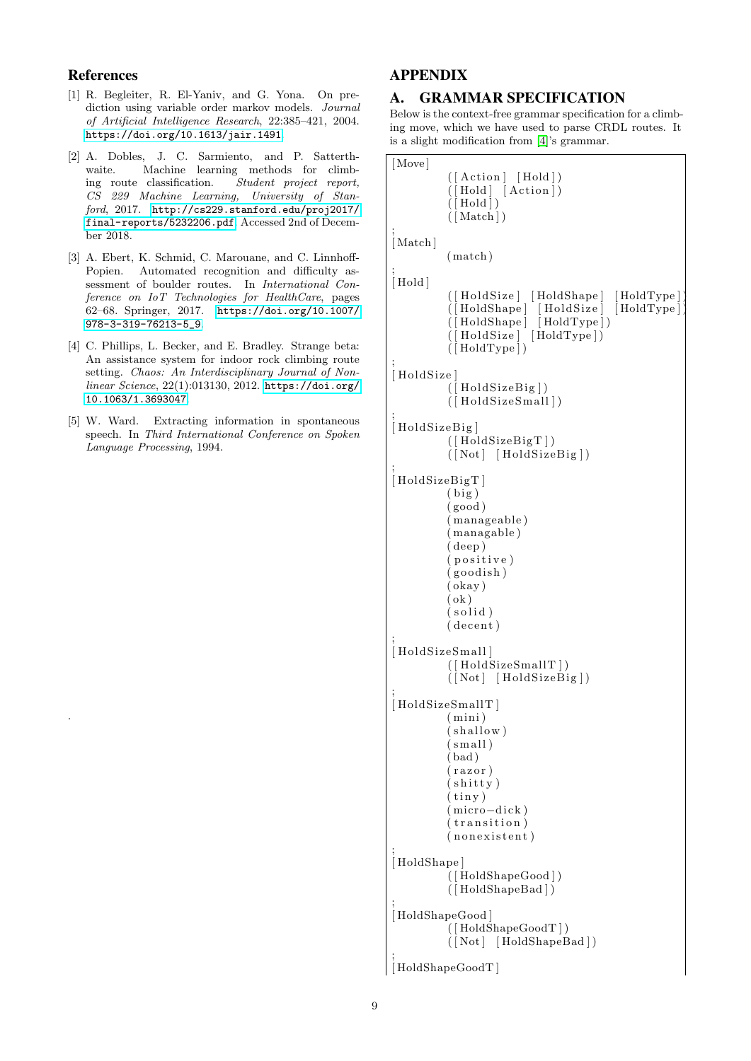## References

[1] R. Begleiter, R. El-Yaniv, and G. Yona. On prediction using variable order markov models. *Journal of Artificial Intelligence Research*, 22:385–421, 2004. https://doi.org/10.1613/jair.1491

[2] A. Dobles, J. C. Sarmiento, and P. Satterthwaite. Machine learning methods for climbing route classification. *Student project report, CS 229 Machine Learning, University of Stanford*, 2017. http://cs229.stanford.edu/proj2017/final-reports/5232206.pdf. Accessed 2nd of December 2018.

[3] A. Ebert, K. Schmid, C. Marouane, and C. Linnhoff-Popien. Automated recognition and difficulty assessment of boulder routes. In *International Conference on IoT Technologies for HealthCare*, pages 62–68. Springer, 2017. https://doi.org/10.1007/978-3-319-76213-5_9

[4] C. Phillips, L. Becker, and E. Bradley. Strange beta: An assistance system for indoor rock climbing route setting. *Chaos: An Interdisciplinary Journal of Nonlinear Science*, 22(1):013130, 2012. https://doi.org/10.1063/1.3693047

[5] W. Ward. Extracting information in spontaneous speech. In *Third International Conference on Spoken Language Processing*, 1994.

.

# APPENDIX

## A. GRAMMAR SPECIFICATION

Below is the context-free grammar specification for a climbing move, which we have used to parse CRDL routes. It is a slight modification from [4]'s grammar.

```
[Move]
        ([Action] [Hold])
        ([Hold] [Action])
        ([Hold])
        ([Match])
;
[Match]
        (match)
;
[Hold]
        ([HoldSize] [HoldShape] [HoldType])
        ([HoldShape] [HoldSize] [HoldType])
        ([HoldShape] [HoldType])
        ([HoldSize] [HoldType])
        ([HoldType])
;
[HoldSize]
        ([HoldSizeBig])
        ([HoldSizeSmall])
;
[HoldSizeBig]
        ([HoldSizeBigT])
        ([Not] [HoldSizeBig])
;
[HoldSizeBigT]
        (big)
        (good)
        (manageable)
        (managable)
        (deep)
        (positive)
        (goodish)
        (okay)
        (ok)
        (solid)
        (decent)
;
[HoldSizeSmall]
        ([HoldSizeSmallT])
        ([Not] [HoldSizeBig])
;
[HoldSizeSmallT]
        (mini)
        (shallow)
        (small)
        (bad)
        (razor)
        (shitty)
        (tiny)
        (micro-dick)
        (transition)
        (nonexistent)
;
[HoldShape]
        ([HoldShapeGood])
        ([HoldShapeBad])
;
[HoldShapeGood]
        ([HoldShapeGoodT])
        ([Not] [HoldShapeBad])
;
[HoldShapeGoodT]
```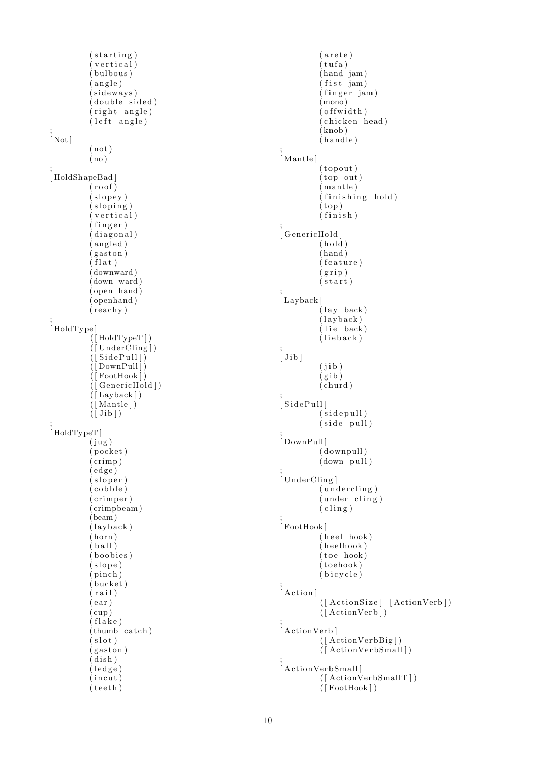```
        (starting)
        (vertical)
        (bulbous)
        (angle)
        (sideways)
        (double sided)
        (right angle)
        (left angle)
;
[Not]
        (not)
        (no)
;
[HoldShapeBad]
        (roof)
        (slopey)
        (sloping)
        (vertical)
        (finger)
        (diagonal)
        (angled)
        (gaston)
        (flat)
        (downward)
        (down ward)
        (open hand)
        (openhand)
        (reachy)
;
[HoldType]
        ([HoldTypeT])
        ([UnderCling])
        ([SidePull])
        ([DownPull])
        ([FootHook])
        ([GenericHold])
        ([Layback])
        ([Mantle])
        ([Jib])
;
[HoldTypeT]
        (jug)
        (pocket)
        (crimp)
        (edge)
        (sloper)
        (cobble)
        (crimper)
        (crimpbeam)
        (beam)
        (layback)
        (horn)
        (ball)
        (boobies)
        (slope)
        (pinch)
        (bucket)
        (rail)
        (ear)
        (cup)
        (flake)
        (thumb catch)
        (slot)
        (gaston)
        (dish)
        (ledge)
        (incut)
        (teeth)
        (arete)
        (tufa)
        (hand jam)
        (fist jam)
        (finger jam)
        (mono)
        (offwidth)
        (chicken head)
        (knob)
        (handle)
;
[Mantle]
        (topout)
        (top out)
        (mantle)
        (finishing hold)
        (top)
        (finish)
;
[GenericHold]
        (hold)
        (hand)
        (feature)
        (grip)
        (start)
;
[Layback]
        (lay back)
        (layback)
        (lie back)
        (lieback)
;
[Jib]
        (jib)
        (gib)
        (churd)
;
[SidePull]
        (sidepull)
        (side pull)
;
[DownPull]
        (downpull)
        (down pull)
;
[UnderCling]
        (undercling)
        (under cling)
        (cling)
;
[FootHook]
        (heel hook)
        (heelhook)
        (toe hook)
        (toehook)
        (bicycle)
;
[Action]
        ([ActionSize] [ActionVerb])
        ([ActionVerb])
;
[ActionVerb]
        ([ActionVerbBig])
        ([ActionVerbSmall])
;
[ActionVerbSmall]
        ([ActionVerbSmallT])
        ([FootHook])
```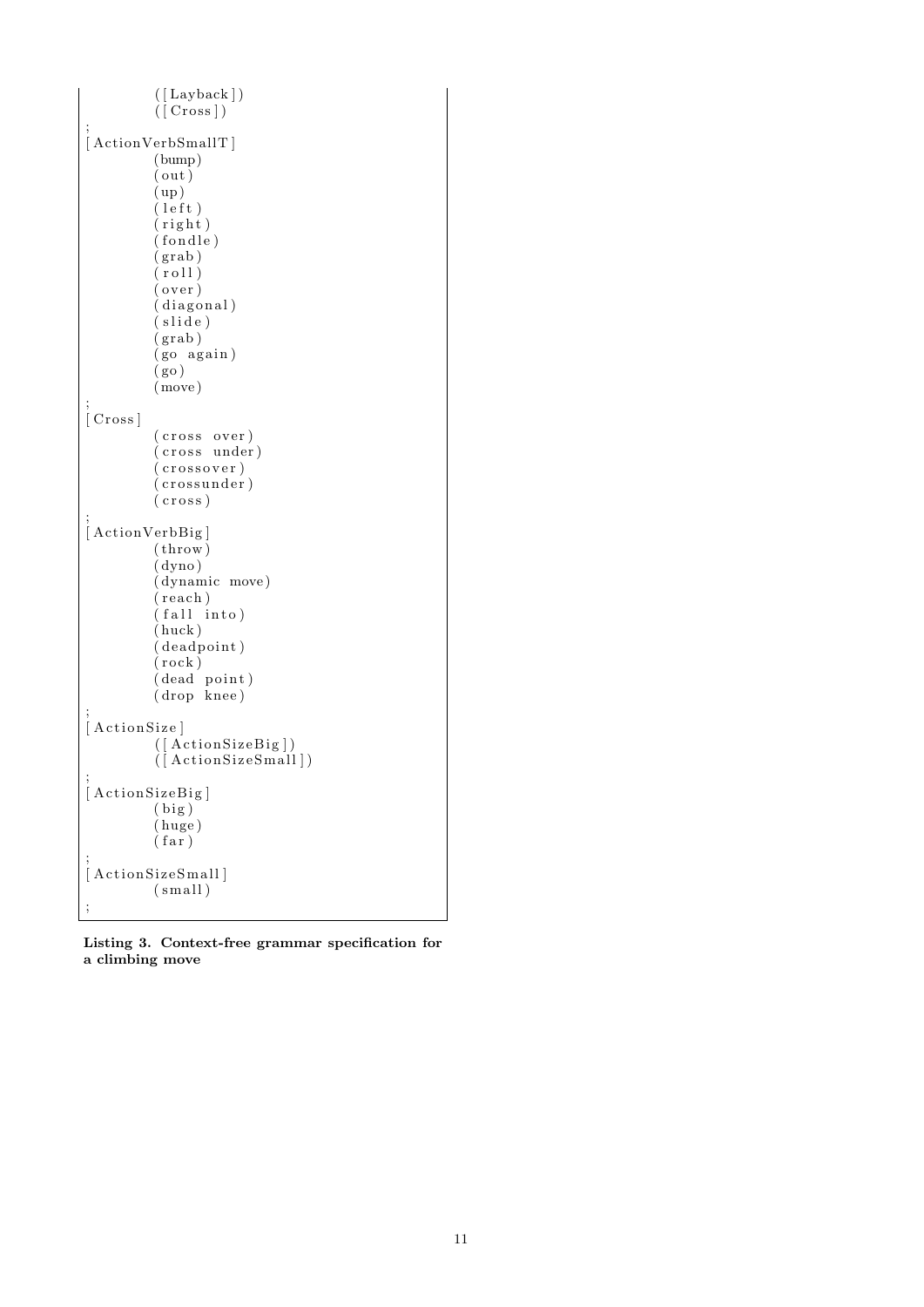```
        ([Layback])
        ([Cross])
;
[ActionVerbSmallT]
        (bump)
        (out)
        (up)
        (left)
        (right)
        (fondle)
        (grab)
        (roll)
        (over)
        (diagonal)
        (slide)
        (grab)
        (go again)
        (go)
        (move)
;
[Cross]
        (cross over)
        (cross under)
        (crossover)
        (crossunder)
        (cross)
;
[ActionVerbBig]
        (throw)
        (dyno)
        (dynamic move)
        (reach)
        (fall into)
        (huck)
        (deadpoint)
        (rock)
        (dead point)
        (drop knee)
;
[ActionSize]
        ([ActionSizeBig])
        ([ActionSizeSmall])
;
[ActionSizeBig]
        (big)
        (huge)
        (far)
;
[ActionSizeSmall]
        (small)
;
```

**Listing 3. Context-free grammar specification for a climbing move**